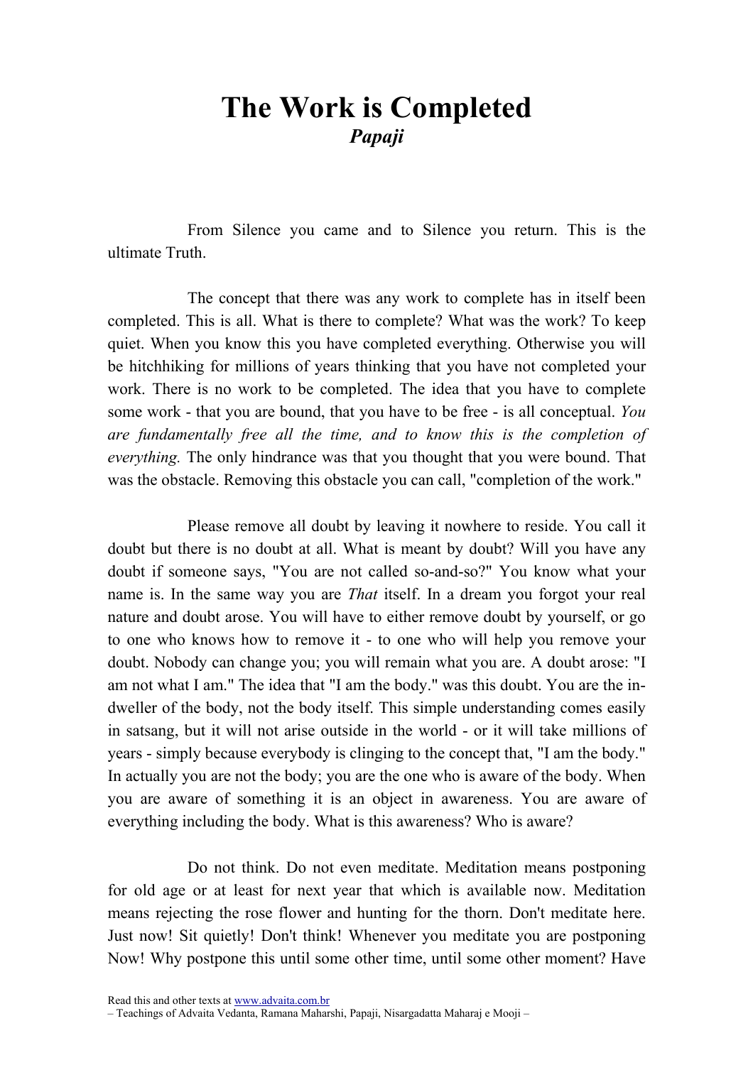# The Work is Completed

***Papaji***

From Silence you came and to Silence you return. This is the ultimate Truth.

The concept that there was any work to complete has in itself been completed. This is all. What is there to complete? What was the work? To keep quiet. When you know this you have completed everything. Otherwise you will be hitchhiking for millions of years thinking that you have not completed your work. There is no work to be completed. The idea that you have to complete some work - that you are bound, that you have to be free - is all conceptual. *You are fundamentally free all the time, and to know this is the completion of everything.* The only hindrance was that you thought that you were bound. That was the obstacle. Removing this obstacle you can call, "completion of the work."

Please remove all doubt by leaving it nowhere to reside. You call it doubt but there is no doubt at all. What is meant by doubt? Will you have any doubt if someone says, "You are not called so-and-so?" You know what your name is. In the same way you are *That* itself. In a dream you forgot your real nature and doubt arose. You will have to either remove doubt by yourself, or go to one who knows how to remove it - to one who will help you remove your doubt. Nobody can change you; you will remain what you are. A doubt arose: "I am not what I am." The idea that "I am the body." was this doubt. You are the in-dweller of the body, not the body itself. This simple understanding comes easily in satsang, but it will not arise outside in the world - or it will take millions of years - simply because everybody is clinging to the concept that, "I am the body." In actually you are not the body; you are the one who is aware of the body. When you are aware of something it is an object in awareness. You are aware of everything including the body. What is this awareness? Who is aware?

Do not think. Do not even meditate. Meditation means postponing for old age or at least for next year that which is available now. Meditation means rejecting the rose flower and hunting for the thorn. Don't meditate here. Just now! Sit quietly! Don't think! Whenever you meditate you are postponing Now! Why postpone this until some other time, until some other moment? Have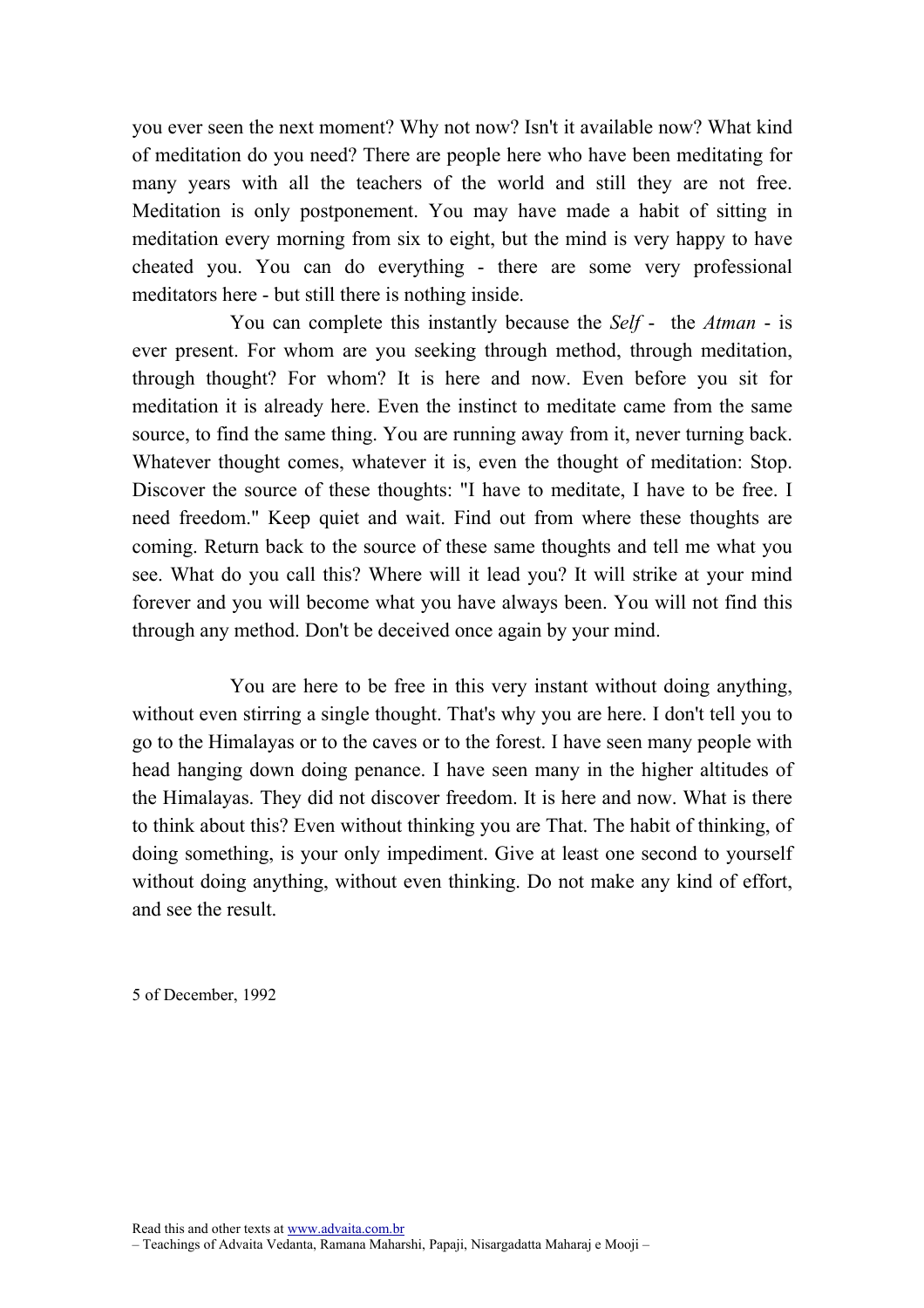you ever seen the next moment? Why not now? Isn't it available now? What kind of meditation do you need? There are people here who have been meditating for many years with all the teachers of the world and still they are not free. Meditation is only postponement. You may have made a habit of sitting in meditation every morning from six to eight, but the mind is very happy to have cheated you. You can do everything - there are some very professional meditators here - but still there is nothing inside.

You can complete this instantly because the *Self* - the *Atman* - is ever present. For whom are you seeking through method, through meditation, through thought? For whom? It is here and now. Even before you sit for meditation it is already here. Even the instinct to meditate came from the same source, to find the same thing. You are running away from it, never turning back. Whatever thought comes, whatever it is, even the thought of meditation: Stop. Discover the source of these thoughts: "I have to meditate, I have to be free. I need freedom." Keep quiet and wait. Find out from where these thoughts are coming. Return back to the source of these same thoughts and tell me what you see. What do you call this? Where will it lead you? It will strike at your mind forever and you will become what you have always been. You will not find this through any method. Don't be deceived once again by your mind.

You are here to be free in this very instant without doing anything, without even stirring a single thought. That's why you are here. I don't tell you to go to the Himalayas or to the caves or to the forest. I have seen many people with head hanging down doing penance. I have seen many in the higher altitudes of the Himalayas. They did not discover freedom. It is here and now. What is there to think about this? Even without thinking you are That. The habit of thinking, of doing something, is your only impediment. Give at least one second to yourself without doing anything, without even thinking. Do not make any kind of effort, and see the result.

5 of December, 1992